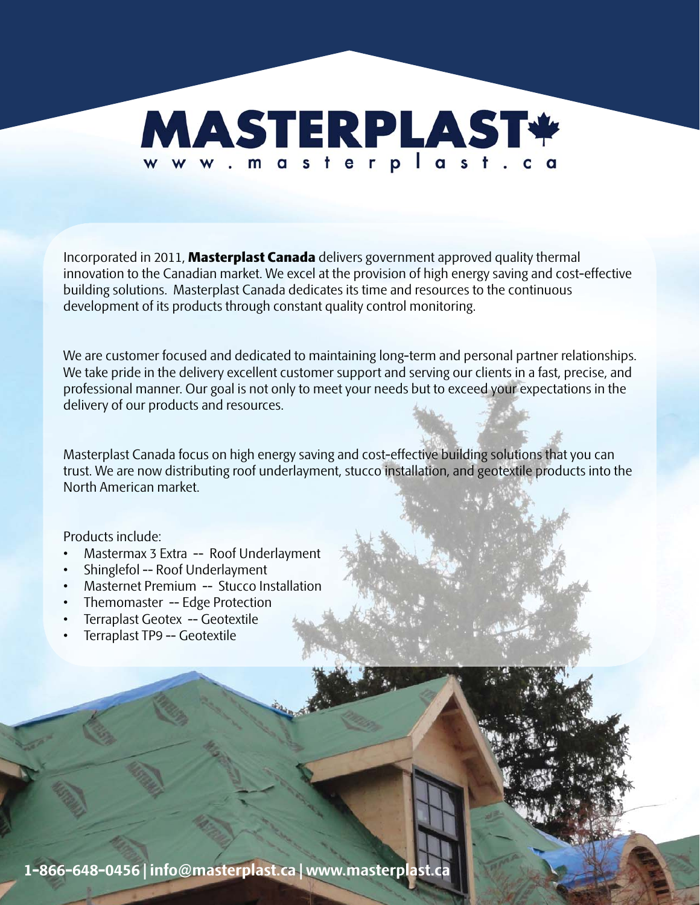# MASTERPLAST

www.masterplast.ca

Incorporated in 2011, **Masterplast Canada** delivers government approved quality thermal innovation to the Canadian market. We excel at the provision of high energy saving and cost-effective building solutions. Masterplast Canada dedicates its time and resources to the continuous development of its products through constant quality control monitoring.

We are customer focused and dedicated to maintaining long-term and personal partner relationships. We take pride in the delivery excellent customer support and serving our clients in a fast, precise, and professional manner. Our goal is not only to meet your needs but to exceed your expectations in the delivery of our products and resources.

Masterplast Canada focus on high energy saving and cost-effective building solutions that you can trust. We are now distributing roof underlayment, stucco installation, and geotextile products into the North American market.

Products include:

- Mastermax 3 Extra -- Roof Underlayment
- Shinglefol -- Roof Underlayment
- Masternet Premium -- Stucco Installation
- Themomaster -- Edge Protection
- Terraplast Geotex -- Geotextile
- Terraplast TP9 -- Geotextile

**1-866-648-0456 | info@masterplast.ca | www.masterplast.ca**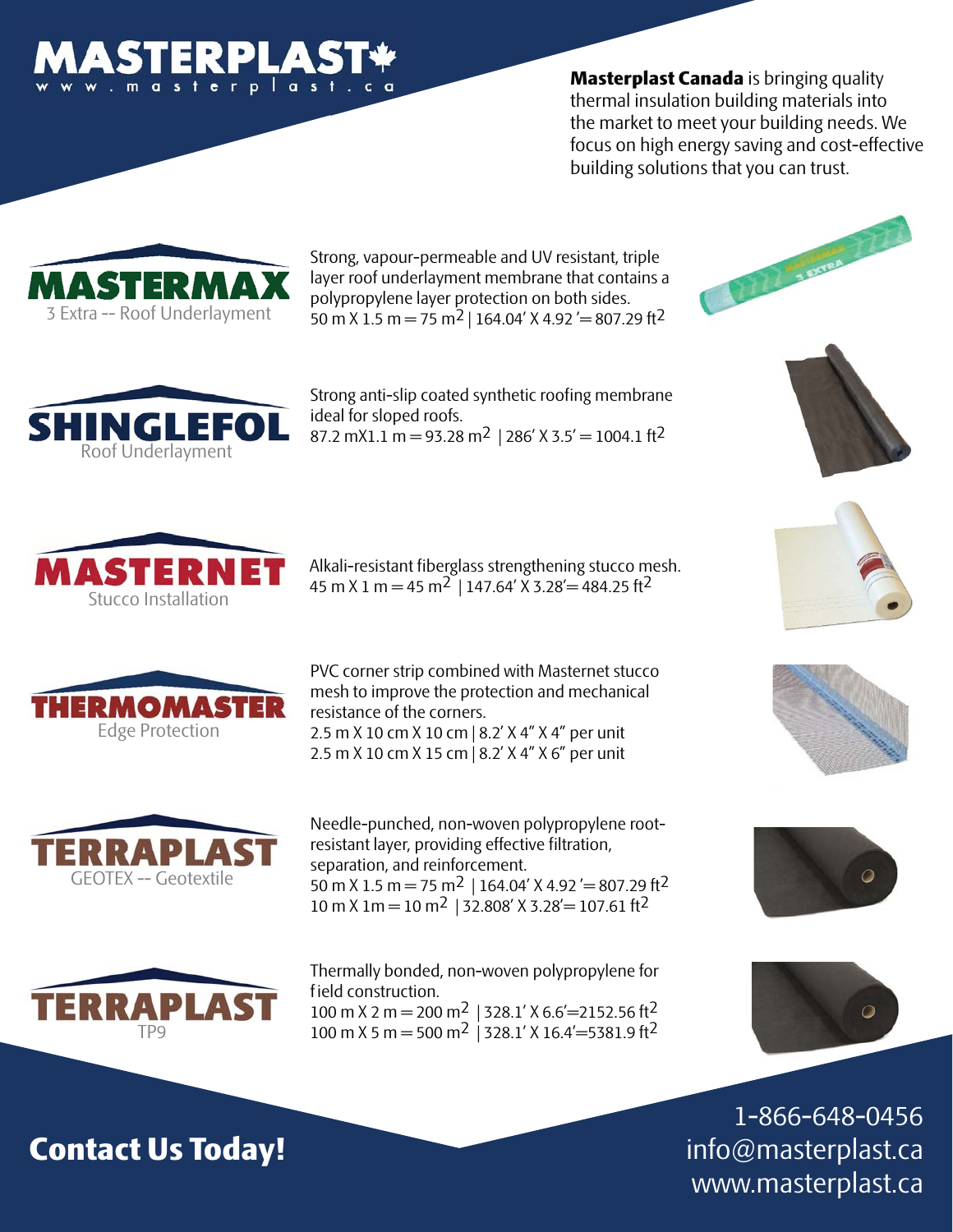# MASTERPLAST

www.masterplast.ca

**Masterplast Canada** is bringing quality thermal insulation building materials into the market to meet your building needs. We focus on high energy saving and cost-effective building solutions that you can trust.

## MASTERMAX

3 Extra -- Roof Underlayment

Strong, vapour-permeable and UV resistant, triple layer roof underlayment membrane that contains a polypropylene layer protection on both sides.
50 m X 1.5 m = 75 m$^2$ | 164.04' X 4.92 '= 807.29 ft$^2$

## SHINGLEFOL

Roof Underlayment

Strong anti-slip coated synthetic roofing membrane ideal for sloped roofs.
87.2 mX1.1 m = 93.28 m$^2$ | 286' X 3.5' = 1004.1 ft$^2$

## MASTERNET

Stucco Installation

Alkali-resistant fiberglass strengthening stucco mesh.
45 m X 1 m = 45 m$^2$ | 147.64' X 3.28'= 484.25 ft$^2$

## THERMOMASTER

Edge Protection

PVC corner strip combined with Masternet stucco mesh to improve the protection and mechanical resistance of the corners.
2.5 m X 10 cm X 10 cm | 8.2' X 4" X 4" per unit
2.5 m X 10 cm X 15 cm | 8.2' X 4" X 6" per unit

## TERRAPLAST

GEOTEX -- Geotextile

Needle-punched, non-woven polypropylene root-resistant layer, providing effective filtration, separation, and reinforcement.
50 m X 1.5 m = 75 m$^2$ | 164.04' X 4.92 '= 807.29 ft$^2$
10 m X 1m = 10 m$^2$ | 32.808' X 3.28'= 107.61 ft$^2$

## TERRAPLAST

TP9

Thermally bonded, non-woven polypropylene for field construction.
100 m X 2 m = 200 m$^2$ | 328.1' X 6.6'=2152.56 ft$^2$
100 m X 5 m = 500 m$^2$ | 328.1' X 16.4'=5381.9 ft$^2$

## Contact Us Today!

1-866-648-0456
info@masterplast.ca
www.masterplast.ca